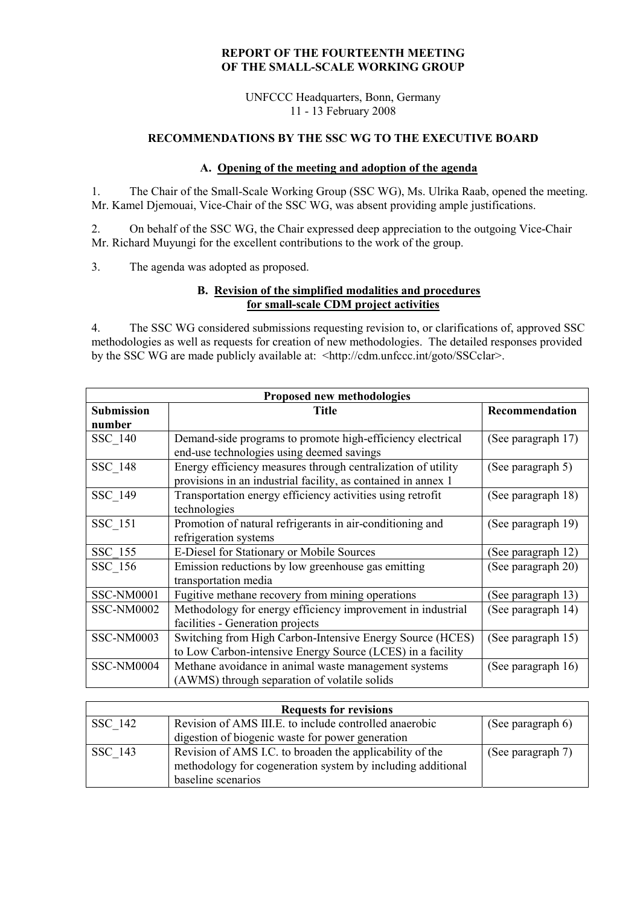# REPORT OF THE FOURTEENTH MEETING OF THE SMALL-SCALE WORKING GROUP

UNFCCC Headquarters, Bonn, Germany
11 - 13 February 2008

## RECOMMENDATIONS BY THE SSC WG TO THE EXECUTIVE BOARD

### A. Opening of the meeting and adoption of the agenda

1. The Chair of the Small-Scale Working Group (SSC WG), Ms. Ulrika Raab, opened the meeting. Mr. Kamel Djemouai, Vice-Chair of the SSC WG, was absent providing ample justifications.

2. On behalf of the SSC WG, the Chair expressed deep appreciation to the outgoing Vice-Chair Mr. Richard Muyungi for the excellent contributions to the work of the group.

3. The agenda was adopted as proposed.

### B. Revision of the simplified modalities and procedures for small-scale CDM project activities

4. The SSC WG considered submissions requesting revision to, or clarifications of, approved SSC methodologies as well as requests for creation of new methodologies. The detailed responses provided by the SSC WG are made publicly available at: <http://cdm.unfccc.int/goto/SSCclar>.

| Proposed new methodologies | | |
|---|---|---|
| **Submission number** | **Title** | **Recommendation** |
| SSC_140 | Demand-side programs to promote high-efficiency electrical end-use technologies using deemed savings | (See paragraph 17) |
| SSC_148 | Energy efficiency measures through centralization of utility provisions in an industrial facility, as contained in annex 1 | (See paragraph 5) |
| SSC_149 | Transportation energy efficiency activities using retrofit technologies | (See paragraph 18) |
| SSC_151 | Promotion of natural refrigerants in air-conditioning and refrigeration systems | (See paragraph 19) |
| SSC_155 | E-Diesel for Stationary or Mobile Sources | (See paragraph 12) |
| SSC_156 | Emission reductions by low greenhouse gas emitting transportation media | (See paragraph 20) |
| SSC-NM0001 | Fugitive methane recovery from mining operations | (See paragraph 13) |
| SSC-NM0002 | Methodology for energy efficiency improvement in industrial facilities - Generation projects | (See paragraph 14) |
| SSC-NM0003 | Switching from High Carbon-Intensive Energy Source (HCES) to Low Carbon-intensive Energy Source (LCES) in a facility | (See paragraph 15) |
| SSC-NM0004 | Methane avoidance in animal waste management systems (AWMS) through separation of volatile solids | (See paragraph 16) |

| Requests for revisions | | |
|---|---|---|
| SSC_142 | Revision of AMS III.E. to include controlled anaerobic digestion of biogenic waste for power generation | (See paragraph 6) |
| SSC_143 | Revision of AMS I.C. to broaden the applicability of the methodology for cogeneration system by including additional baseline scenarios | (See paragraph 7) |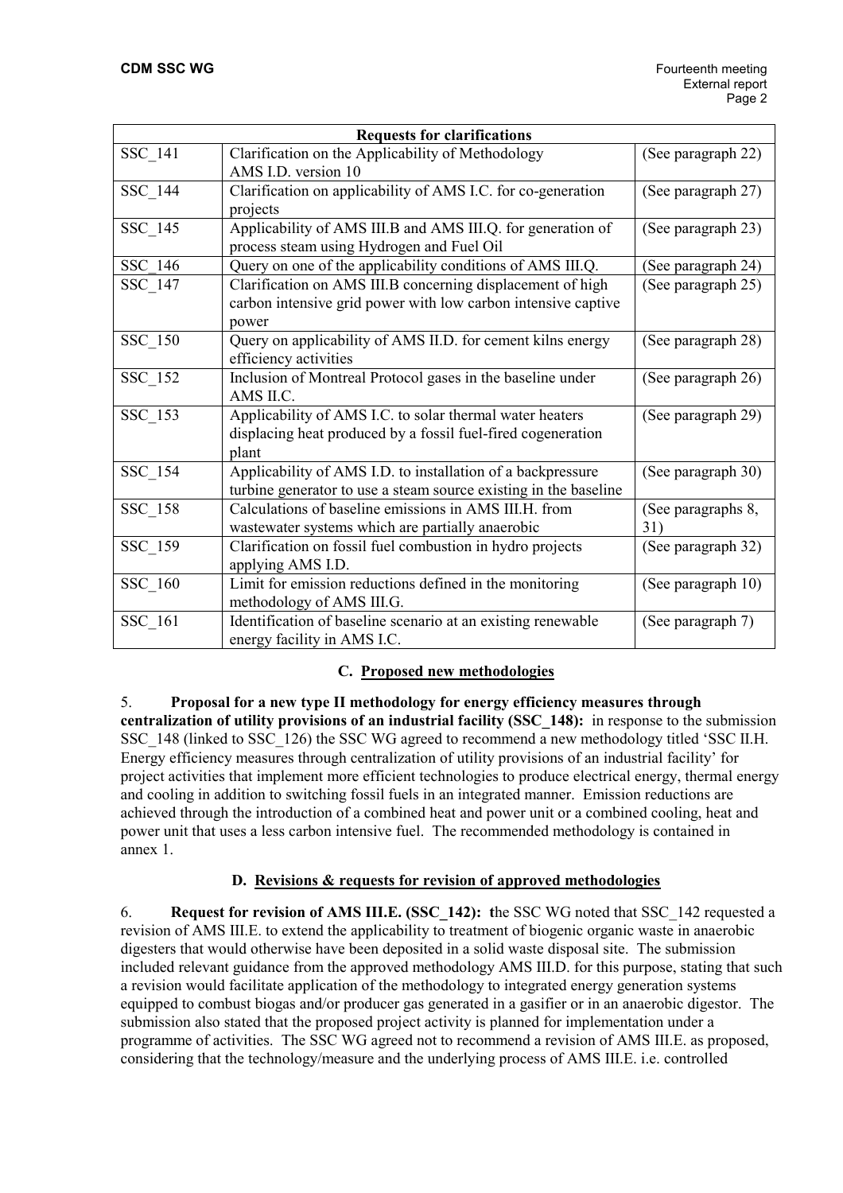| Requests for clarifications | | |
|---|---|---|
| SSC_141 | Clarification on the Applicability of Methodology AMS I.D. version 10 | (See paragraph 22) |
| SSC_144 | Clarification on applicability of AMS I.C. for co-generation projects | (See paragraph 27) |
| SSC_145 | Applicability of AMS III.B and AMS III.Q. for generation of process steam using Hydrogen and Fuel Oil | (See paragraph 23) |
| SSC_146 | Query on one of the applicability conditions of AMS III.Q. | (See paragraph 24) |
| SSC_147 | Clarification on AMS III.B concerning displacement of high carbon intensive grid power with low carbon intensive captive power | (See paragraph 25) |
| SSC_150 | Query on applicability of AMS II.D. for cement kilns energy efficiency activities | (See paragraph 28) |
| SSC_152 | Inclusion of Montreal Protocol gases in the baseline under AMS II.C. | (See paragraph 26) |
| SSC_153 | Applicability of AMS I.C. to solar thermal water heaters displacing heat produced by a fossil fuel-fired cogeneration plant | (See paragraph 29) |
| SSC_154 | Applicability of AMS I.D. to installation of a backpressure turbine generator to use a steam source existing in the baseline | (See paragraph 30) |
| SSC_158 | Calculations of baseline emissions in AMS III.H. from wastewater systems which are partially anaerobic | (See paragraphs 8, 31) |
| SSC_159 | Clarification on fossil fuel combustion in hydro projects applying AMS I.D. | (See paragraph 32) |
| SSC_160 | Limit for emission reductions defined in the monitoring methodology of AMS III.G. | (See paragraph 10) |
| SSC_161 | Identification of baseline scenario at an existing renewable energy facility in AMS I.C. | (See paragraph 7) |

## C. Proposed new methodologies

5. **Proposal for a new type II methodology for energy efficiency measures through centralization of utility provisions of an industrial facility (SSC_148):** in response to the submission SSC_148 (linked to SSC_126) the SSC WG agreed to recommend a new methodology titled 'SSC II.H. Energy efficiency measures through centralization of utility provisions of an industrial facility' for project activities that implement more efficient technologies to produce electrical energy, thermal energy and cooling in addition to switching fossil fuels in an integrated manner. Emission reductions are achieved through the introduction of a combined heat and power unit or a combined cooling, heat and power unit that uses a less carbon intensive fuel. The recommended methodology is contained in annex 1.

## D. Revisions & requests for revision of approved methodologies

6. **Request for revision of AMS III.E. (SSC_142): t**he SSC WG noted that SSC_142 requested a revision of AMS III.E. to extend the applicability to treatment of biogenic organic waste in anaerobic digesters that would otherwise have been deposited in a solid waste disposal site. The submission included relevant guidance from the approved methodology AMS III.D. for this purpose, stating that such a revision would facilitate application of the methodology to integrated energy generation systems equipped to combust biogas and/or producer gas generated in a gasifier or in an anaerobic digestor. The submission also stated that the proposed project activity is planned for implementation under a programme of activities. The SSC WG agreed not to recommend a revision of AMS III.E. as proposed, considering that the technology/measure and the underlying process of AMS III.E. i.e. controlled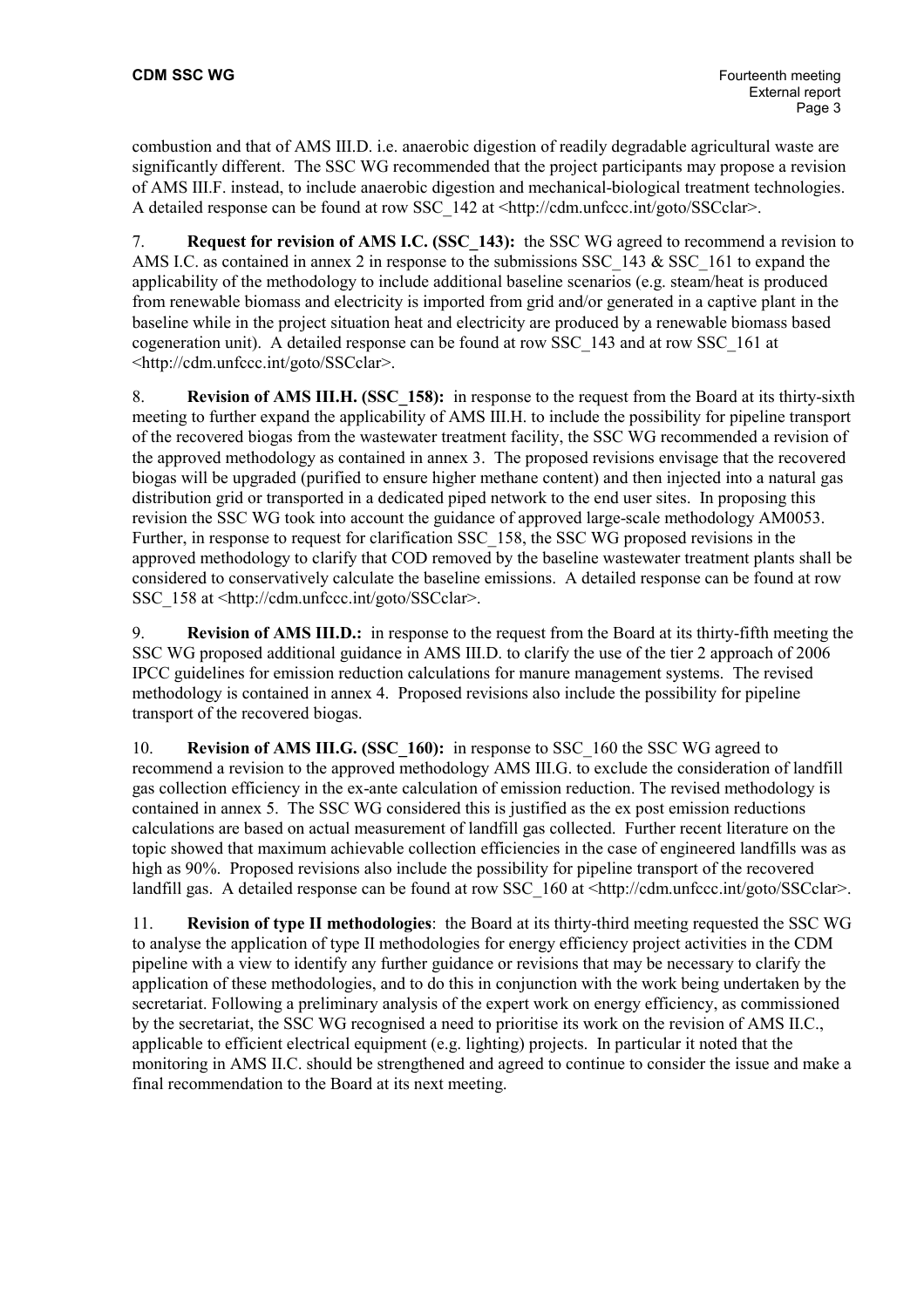combustion and that of AMS III.D. i.e. anaerobic digestion of readily degradable agricultural waste are significantly different. The SSC WG recommended that the project participants may propose a revision of AMS III.F. instead, to include anaerobic digestion and mechanical-biological treatment technologies. A detailed response can be found at row SSC_142 at <http://cdm.unfccc.int/goto/SSCclar>.

7. **Request for revision of AMS I.C. (SSC_143):** the SSC WG agreed to recommend a revision to AMS I.C. as contained in annex 2 in response to the submissions SSC_143 & SSC_161 to expand the applicability of the methodology to include additional baseline scenarios (e.g. steam/heat is produced from renewable biomass and electricity is imported from grid and/or generated in a captive plant in the baseline while in the project situation heat and electricity are produced by a renewable biomass based cogeneration unit). A detailed response can be found at row SSC_143 and at row SSC_161 at <http://cdm.unfccc.int/goto/SSCclar>.

8. **Revision of AMS III.H. (SSC_158):** in response to the request from the Board at its thirty-sixth meeting to further expand the applicability of AMS III.H. to include the possibility for pipeline transport of the recovered biogas from the wastewater treatment facility, the SSC WG recommended a revision of the approved methodology as contained in annex 3. The proposed revisions envisage that the recovered biogas will be upgraded (purified to ensure higher methane content) and then injected into a natural gas distribution grid or transported in a dedicated piped network to the end user sites. In proposing this revision the SSC WG took into account the guidance of approved large-scale methodology AM0053. Further, in response to request for clarification SSC_158, the SSC WG proposed revisions in the approved methodology to clarify that COD removed by the baseline wastewater treatment plants shall be considered to conservatively calculate the baseline emissions. A detailed response can be found at row SSC_158 at <http://cdm.unfccc.int/goto/SSCclar>.

9. **Revision of AMS III.D.:** in response to the request from the Board at its thirty-fifth meeting the SSC WG proposed additional guidance in AMS III.D. to clarify the use of the tier 2 approach of 2006 IPCC guidelines for emission reduction calculations for manure management systems. The revised methodology is contained in annex 4. Proposed revisions also include the possibility for pipeline transport of the recovered biogas.

10. **Revision of AMS III.G. (SSC_160):** in response to SSC_160 the SSC WG agreed to recommend a revision to the approved methodology AMS III.G. to exclude the consideration of landfill gas collection efficiency in the ex-ante calculation of emission reduction. The revised methodology is contained in annex 5. The SSC WG considered this is justified as the ex post emission reductions calculations are based on actual measurement of landfill gas collected. Further recent literature on the topic showed that maximum achievable collection efficiencies in the case of engineered landfills was as high as 90%. Proposed revisions also include the possibility for pipeline transport of the recovered landfill gas. A detailed response can be found at row SSC_160 at <http://cdm.unfccc.int/goto/SSCclar>.

11. **Revision of type II methodologies**: the Board at its thirty-third meeting requested the SSC WG to analyse the application of type II methodologies for energy efficiency project activities in the CDM pipeline with a view to identify any further guidance or revisions that may be necessary to clarify the application of these methodologies, and to do this in conjunction with the work being undertaken by the secretariat. Following a preliminary analysis of the expert work on energy efficiency, as commissioned by the secretariat, the SSC WG recognised a need to prioritise its work on the revision of AMS II.C., applicable to efficient electrical equipment (e.g. lighting) projects. In particular it noted that the monitoring in AMS II.C. should be strengthened and agreed to continue to consider the issue and make a final recommendation to the Board at its next meeting.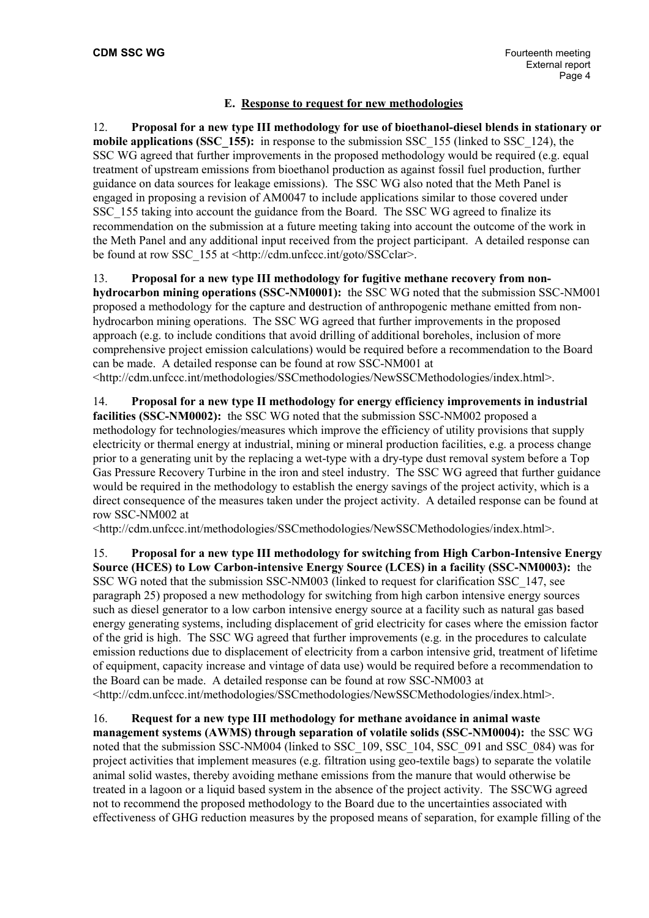### E. Response to request for new methodologies

12. **Proposal for a new type III methodology for use of bioethanol-diesel blends in stationary or mobile applications (SSC_155):** in response to the submission SSC_155 (linked to SSC_124), the SSC WG agreed that further improvements in the proposed methodology would be required (e.g. equal treatment of upstream emissions from bioethanol production as against fossil fuel production, further guidance on data sources for leakage emissions). The SSC WG also noted that the Meth Panel is engaged in proposing a revision of AM0047 to include applications similar to those covered under SSC_155 taking into account the guidance from the Board. The SSC WG agreed to finalize its recommendation on the submission at a future meeting taking into account the outcome of the work in the Meth Panel and any additional input received from the project participant. A detailed response can be found at row SSC_155 at <http://cdm.unfccc.int/goto/SSCclar>.

13. **Proposal for a new type III methodology for fugitive methane recovery from non-hydrocarbon mining operations (SSC-NM0001):** the SSC WG noted that the submission SSC-NM001 proposed a methodology for the capture and destruction of anthropogenic methane emitted from non-hydrocarbon mining operations. The SSC WG agreed that further improvements in the proposed approach (e.g. to include conditions that avoid drilling of additional boreholes, inclusion of more comprehensive project emission calculations) would be required before a recommendation to the Board can be made. A detailed response can be found at row SSC-NM001 at <http://cdm.unfccc.int/methodologies/SSCmethodologies/NewSSCMethodologies/index.html>.

14. **Proposal for a new type II methodology for energy efficiency improvements in industrial facilities (SSC-NM0002):** the SSC WG noted that the submission SSC-NM002 proposed a methodology for technologies/measures which improve the efficiency of utility provisions that supply electricity or thermal energy at industrial, mining or mineral production facilities, e.g. a process change prior to a generating unit by the replacing a wet-type with a dry-type dust removal system before a Top Gas Pressure Recovery Turbine in the iron and steel industry. The SSC WG agreed that further guidance would be required in the methodology to establish the energy savings of the project activity, which is a direct consequence of the measures taken under the project activity. A detailed response can be found at row SSC-NM002 at <http://cdm.unfccc.int/methodologies/SSCmethodologies/NewSSCMethodologies/index.html>.

15. **Proposal for a new type III methodology for switching from High Carbon-Intensive Energy Source (HCES) to Low Carbon-intensive Energy Source (LCES) in a facility (SSC-NM0003):** the SSC WG noted that the submission SSC-NM003 (linked to request for clarification SSC_147, see paragraph 25) proposed a new methodology for switching from high carbon intensive energy sources such as diesel generator to a low carbon intensive energy source at a facility such as natural gas based energy generating systems, including displacement of grid electricity for cases where the emission factor of the grid is high. The SSC WG agreed that further improvements (e.g. in the procedures to calculate emission reductions due to displacement of electricity from a carbon intensive grid, treatment of lifetime of equipment, capacity increase and vintage of data use) would be required before a recommendation to the Board can be made. A detailed response can be found at row SSC-NM003 at <http://cdm.unfccc.int/methodologies/SSCmethodologies/NewSSCMethodologies/index.html>.

16. **Request for a new type III methodology for methane avoidance in animal waste management systems (AWMS) through separation of volatile solids (SSC-NM0004):** the SSC WG noted that the submission SSC-NM004 (linked to SSC_109, SSC_104, SSC_091 and SSC_084) was for project activities that implement measures (e.g. filtration using geo-textile bags) to separate the volatile animal solid wastes, thereby avoiding methane emissions from the manure that would otherwise be treated in a lagoon or a liquid based system in the absence of the project activity. The SSCWG agreed not to recommend the proposed methodology to the Board due to the uncertainties associated with effectiveness of GHG reduction measures by the proposed means of separation, for example filling of the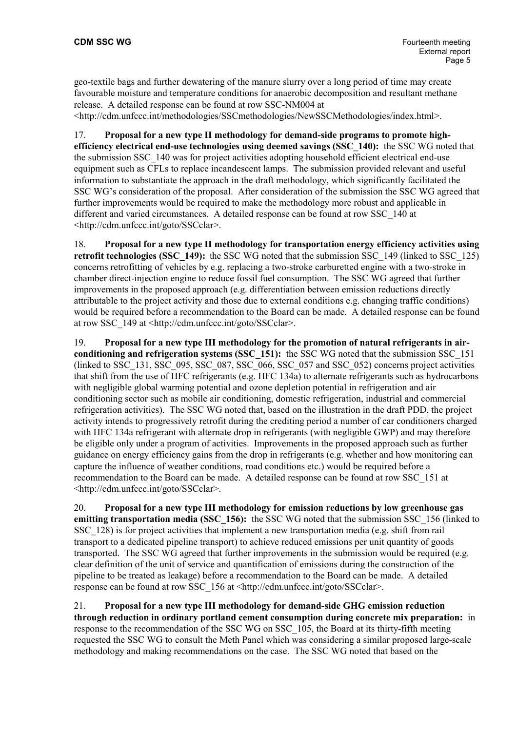geo-textile bags and further dewatering of the manure slurry over a long period of time may create favourable moisture and temperature conditions for anaerobic decomposition and resultant methane release. A detailed response can be found at row SSC-NM004 at <http://cdm.unfccc.int/methodologies/SSCmethodologies/NewSSCMethodologies/index.html>.

17. **Proposal for a new type II methodology for demand-side programs to promote high-efficiency electrical end-use technologies using deemed savings (SSC_140):** the SSC WG noted that the submission SSC_140 was for project activities adopting household efficient electrical end-use equipment such as CFLs to replace incandescent lamps. The submission provided relevant and useful information to substantiate the approach in the draft methodology, which significantly facilitated the SSC WG's consideration of the proposal. After consideration of the submission the SSC WG agreed that further improvements would be required to make the methodology more robust and applicable in different and varied circumstances. A detailed response can be found at row SSC_140 at <http://cdm.unfccc.int/goto/SSCclar>.

18. **Proposal for a new type II methodology for transportation energy efficiency activities using retrofit technologies (SSC_149):** the SSC WG noted that the submission SSC_149 (linked to SSC_125) concerns retrofitting of vehicles by e.g. replacing a two-stroke carburetted engine with a two-stroke in chamber direct-injection engine to reduce fossil fuel consumption. The SSC WG agreed that further improvements in the proposed approach (e.g. differentiation between emission reductions directly attributable to the project activity and those due to external conditions e.g. changing traffic conditions) would be required before a recommendation to the Board can be made. A detailed response can be found at row SSC_149 at <http://cdm.unfccc.int/goto/SSCclar>.

19. **Proposal for a new type III methodology for the promotion of natural refrigerants in air-conditioning and refrigeration systems (SSC_151):** the SSC WG noted that the submission SSC_151 (linked to SSC_131, SSC_095, SSC_087, SSC_066, SSC_057 and SSC_052) concerns project activities that shift from the use of HFC refrigerants (e.g. HFC 134a) to alternate refrigerants such as hydrocarbons with negligible global warming potential and ozone depletion potential in refrigeration and air conditioning sector such as mobile air conditioning, domestic refrigeration, industrial and commercial refrigeration activities). The SSC WG noted that, based on the illustration in the draft PDD, the project activity intends to progressively retrofit during the crediting period a number of car conditioners charged with HFC 134a refrigerant with alternate drop in refrigerants (with negligible GWP) and may therefore be eligible only under a program of activities. Improvements in the proposed approach such as further guidance on energy efficiency gains from the drop in refrigerants (e.g. whether and how monitoring can capture the influence of weather conditions, road conditions etc.) would be required before a recommendation to the Board can be made. A detailed response can be found at row SSC_151 at <http://cdm.unfccc.int/goto/SSCclar>.

20. **Proposal for a new type III methodology for emission reductions by low greenhouse gas emitting transportation media (SSC_156):** the SSC WG noted that the submission SSC_156 (linked to SSC_128) is for project activities that implement a new transportation media (e.g. shift from rail transport to a dedicated pipeline transport) to achieve reduced emissions per unit quantity of goods transported. The SSC WG agreed that further improvements in the submission would be required (e.g. clear definition of the unit of service and quantification of emissions during the construction of the pipeline to be treated as leakage) before a recommendation to the Board can be made. A detailed response can be found at row SSC_156 at <http://cdm.unfccc.int/goto/SSCclar>.

21. **Proposal for a new type III methodology for demand-side GHG emission reduction through reduction in ordinary portland cement consumption during concrete mix preparation:** in response to the recommendation of the SSC WG on SSC_105, the Board at its thirty-fifth meeting requested the SSC WG to consult the Meth Panel which was considering a similar proposed large-scale methodology and making recommendations on the case. The SSC WG noted that based on the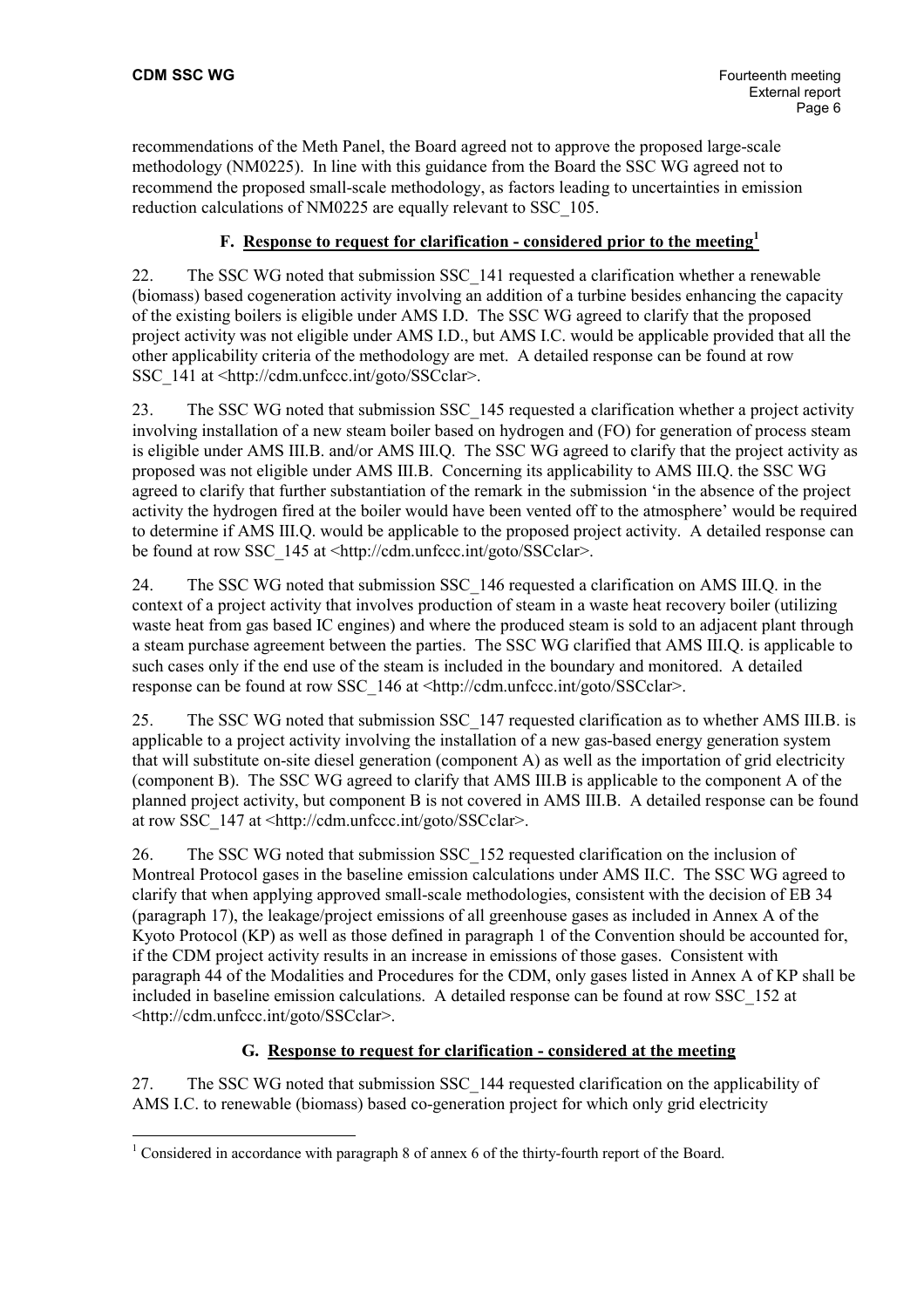recommendations of the Meth Panel, the Board agreed not to approve the proposed large-scale methodology (NM0225). In line with this guidance from the Board the SSC WG agreed not to recommend the proposed small-scale methodology, as factors leading to uncertainties in emission reduction calculations of NM0225 are equally relevant to SSC_105.

### F. Response to request for clarification - considered prior to the meeting[1]

22. The SSC WG noted that submission SSC_141 requested a clarification whether a renewable (biomass) based cogeneration activity involving an addition of a turbine besides enhancing the capacity of the existing boilers is eligible under AMS I.D. The SSC WG agreed to clarify that the proposed project activity was not eligible under AMS I.D., but AMS I.C. would be applicable provided that all the other applicability criteria of the methodology are met. A detailed response can be found at row SSC_141 at <http://cdm.unfccc.int/goto/SSCclar>.

23. The SSC WG noted that submission SSC_145 requested a clarification whether a project activity involving installation of a new steam boiler based on hydrogen and (FO) for generation of process steam is eligible under AMS III.B. and/or AMS III.Q. The SSC WG agreed to clarify that the project activity as proposed was not eligible under AMS III.B. Concerning its applicability to AMS III.Q. the SSC WG agreed to clarify that further substantiation of the remark in the submission 'in the absence of the project activity the hydrogen fired at the boiler would have been vented off to the atmosphere' would be required to determine if AMS III.Q. would be applicable to the proposed project activity. A detailed response can be found at row SSC_145 at <http://cdm.unfccc.int/goto/SSCclar>.

24. The SSC WG noted that submission SSC_146 requested a clarification on AMS III.Q. in the context of a project activity that involves production of steam in a waste heat recovery boiler (utilizing waste heat from gas based IC engines) and where the produced steam is sold to an adjacent plant through a steam purchase agreement between the parties. The SSC WG clarified that AMS III.Q. is applicable to such cases only if the end use of the steam is included in the boundary and monitored. A detailed response can be found at row SSC_146 at <http://cdm.unfccc.int/goto/SSCclar>.

25. The SSC WG noted that submission SSC_147 requested clarification as to whether AMS III.B. is applicable to a project activity involving the installation of a new gas-based energy generation system that will substitute on-site diesel generation (component A) as well as the importation of grid electricity (component B). The SSC WG agreed to clarify that AMS III.B is applicable to the component A of the planned project activity, but component B is not covered in AMS III.B. A detailed response can be found at row SSC_147 at <http://cdm.unfccc.int/goto/SSCclar>.

26. The SSC WG noted that submission SSC_152 requested clarification on the inclusion of Montreal Protocol gases in the baseline emission calculations under AMS II.C. The SSC WG agreed to clarify that when applying approved small-scale methodologies, consistent with the decision of EB 34 (paragraph 17), the leakage/project emissions of all greenhouse gases as included in Annex A of the Kyoto Protocol (KP) as well as those defined in paragraph 1 of the Convention should be accounted for, if the CDM project activity results in an increase in emissions of those gases. Consistent with paragraph 44 of the Modalities and Procedures for the CDM, only gases listed in Annex A of KP shall be included in baseline emission calculations. A detailed response can be found at row SSC_152 at <http://cdm.unfccc.int/goto/SSCclar>.

### G. Response to request for clarification - considered at the meeting

27. The SSC WG noted that submission SSC_144 requested clarification on the applicability of AMS I.C. to renewable (biomass) based co-generation project for which only grid electricity

[1] Considered in accordance with paragraph 8 of annex 6 of the thirty-fourth report of the Board.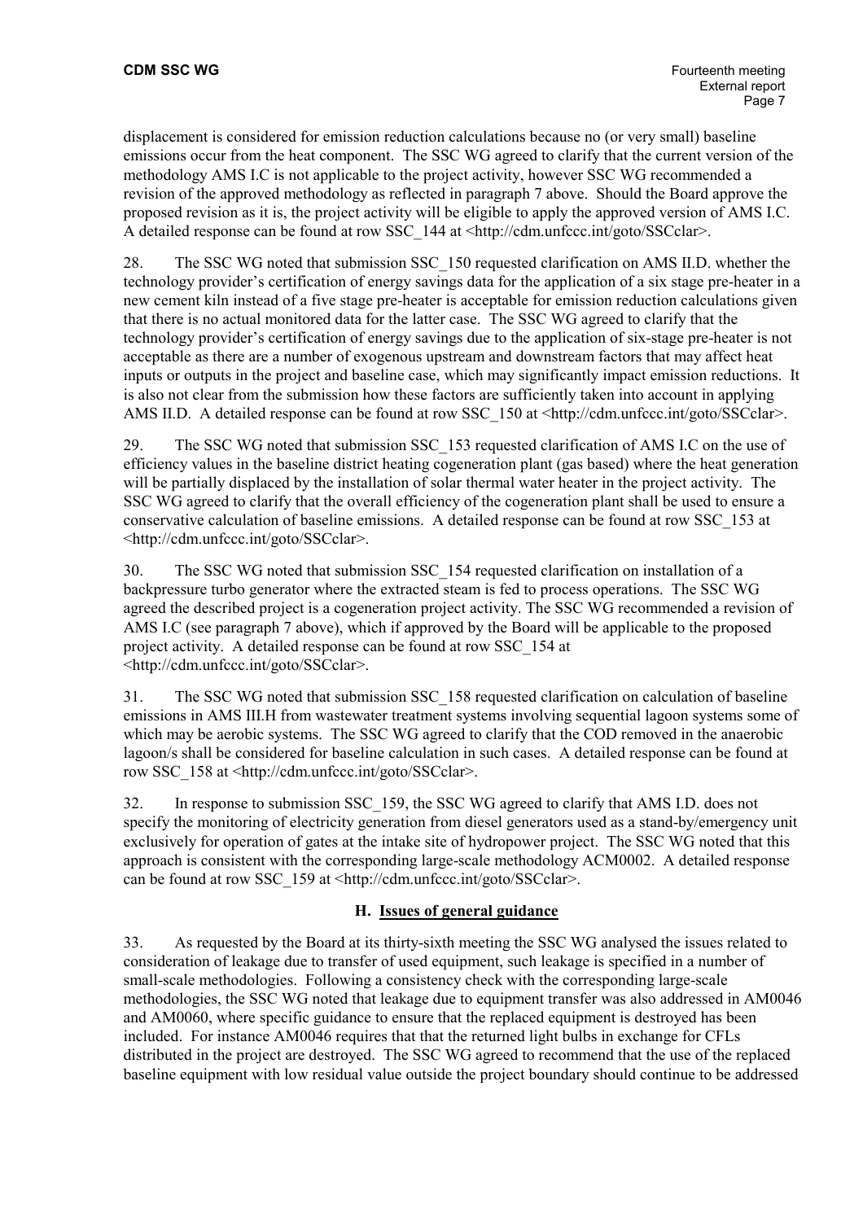displacement is considered for emission reduction calculations because no (or very small) baseline emissions occur from the heat component. The SSC WG agreed to clarify that the current version of the methodology AMS I.C is not applicable to the project activity, however SSC WG recommended a revision of the approved methodology as reflected in paragraph 7 above. Should the Board approve the proposed revision as it is, the project activity will be eligible to apply the approved version of AMS I.C. A detailed response can be found at row SSC_144 at <http://cdm.unfccc.int/goto/SSCclar>.

28. The SSC WG noted that submission SSC_150 requested clarification on AMS II.D. whether the technology provider's certification of energy savings data for the application of a six stage pre-heater in a new cement kiln instead of a five stage pre-heater is acceptable for emission reduction calculations given that there is no actual monitored data for the latter case. The SSC WG agreed to clarify that the technology provider's certification of energy savings due to the application of six-stage pre-heater is not acceptable as there are a number of exogenous upstream and downstream factors that may affect heat inputs or outputs in the project and baseline case, which may significantly impact emission reductions. It is also not clear from the submission how these factors are sufficiently taken into account in applying AMS II.D. A detailed response can be found at row SSC_150 at <http://cdm.unfccc.int/goto/SSCclar>.

29. The SSC WG noted that submission SSC_153 requested clarification of AMS I.C on the use of efficiency values in the baseline district heating cogeneration plant (gas based) where the heat generation will be partially displaced by the installation of solar thermal water heater in the project activity. The SSC WG agreed to clarify that the overall efficiency of the cogeneration plant shall be used to ensure a conservative calculation of baseline emissions. A detailed response can be found at row SSC_153 at <http://cdm.unfccc.int/goto/SSCclar>.

30. The SSC WG noted that submission SSC_154 requested clarification on installation of a backpressure turbo generator where the extracted steam is fed to process operations. The SSC WG agreed the described project is a cogeneration project activity. The SSC WG recommended a revision of AMS I.C (see paragraph 7 above), which if approved by the Board will be applicable to the proposed project activity. A detailed response can be found at row SSC_154 at <http://cdm.unfccc.int/goto/SSCclar>.

31. The SSC WG noted that submission SSC_158 requested clarification on calculation of baseline emissions in AMS III.H from wastewater treatment systems involving sequential lagoon systems some of which may be aerobic systems. The SSC WG agreed to clarify that the COD removed in the anaerobic lagoon/s shall be considered for baseline calculation in such cases. A detailed response can be found at row SSC_158 at <http://cdm.unfccc.int/goto/SSCclar>.

32. In response to submission SSC_159, the SSC WG agreed to clarify that AMS I.D. does not specify the monitoring of electricity generation from diesel generators used as a stand-by/emergency unit exclusively for operation of gates at the intake site of hydropower project. The SSC WG noted that this approach is consistent with the corresponding large-scale methodology ACM0002. A detailed response can be found at row SSC_159 at <http://cdm.unfccc.int/goto/SSCclar>.

## H. Issues of general guidance

33. As requested by the Board at its thirty-sixth meeting the SSC WG analysed the issues related to consideration of leakage due to transfer of used equipment, such leakage is specified in a number of small-scale methodologies. Following a consistency check with the corresponding large-scale methodologies, the SSC WG noted that leakage due to equipment transfer was also addressed in AM0046 and AM0060, where specific guidance to ensure that the replaced equipment is destroyed has been included. For instance AM0046 requires that that the returned light bulbs in exchange for CFLs distributed in the project are destroyed. The SSC WG agreed to recommend that the use of the replaced baseline equipment with low residual value outside the project boundary should continue to be addressed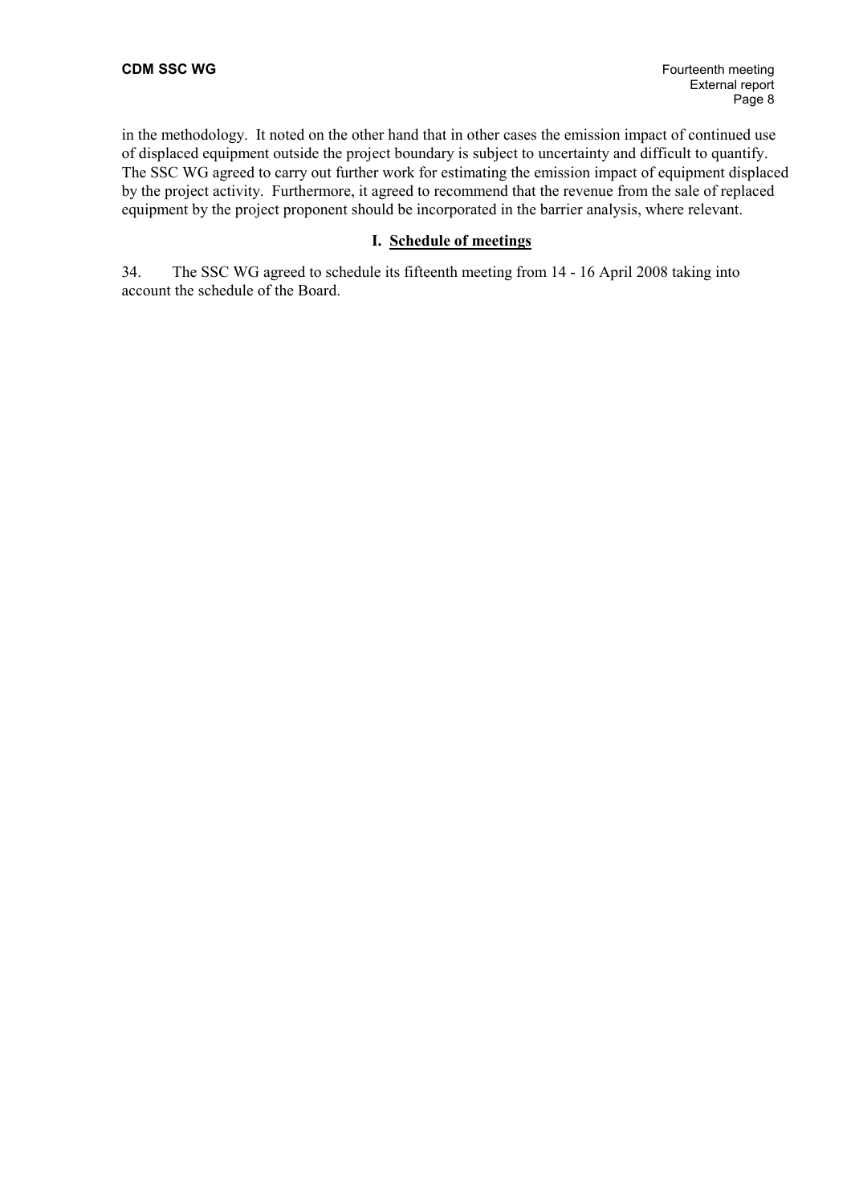in the methodology. It noted on the other hand that in other cases the emission impact of continued use of displaced equipment outside the project boundary is subject to uncertainty and difficult to quantify. The SSC WG agreed to carry out further work for estimating the emission impact of equipment displaced by the project activity. Furthermore, it agreed to recommend that the revenue from the sale of replaced equipment by the project proponent should be incorporated in the barrier analysis, where relevant.

## I. Schedule of meetings

34. The SSC WG agreed to schedule its fifteenth meeting from 14 - 16 April 2008 taking into account the schedule of the Board.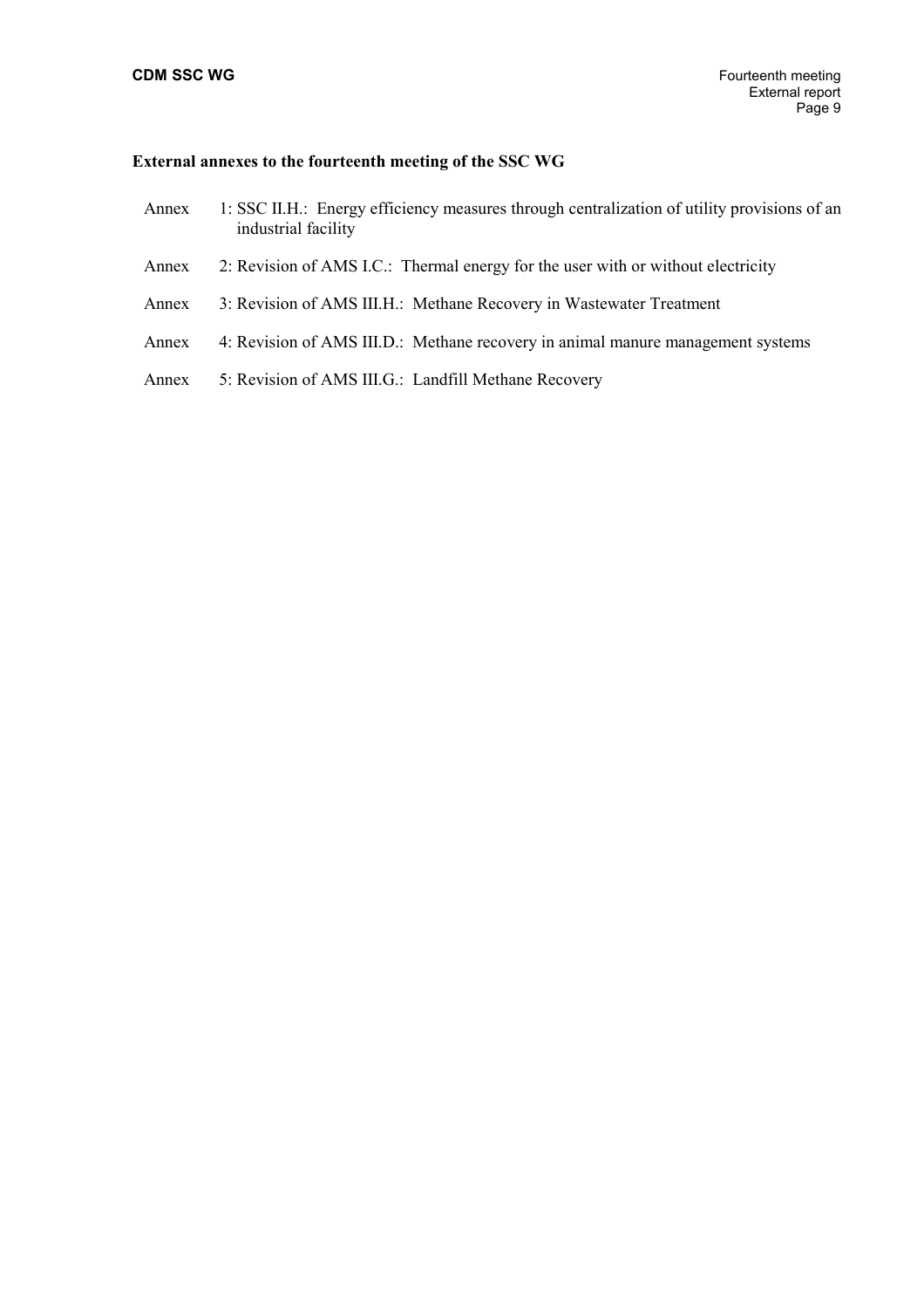**External annexes to the fourteenth meeting of the SSC WG**

Annex 1: SSC II.H.: Energy efficiency measures through centralization of utility provisions of an industrial facility

Annex 2: Revision of AMS I.C.: Thermal energy for the user with or without electricity

Annex 3: Revision of AMS III.H.: Methane Recovery in Wastewater Treatment

Annex 4: Revision of AMS III.D.: Methane recovery in animal manure management systems

Annex 5: Revision of AMS III.G.: Landfill Methane Recovery